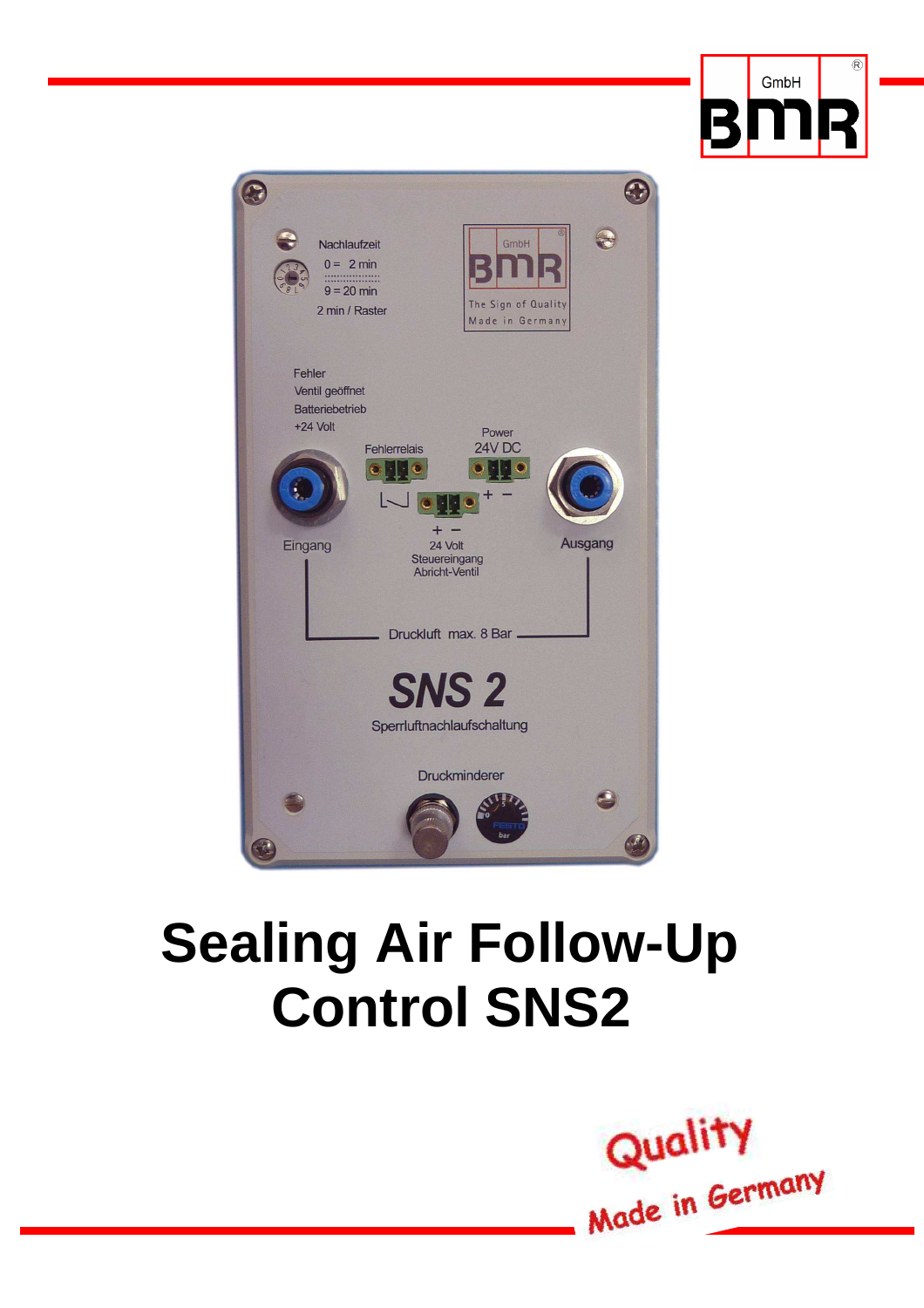# Sealing Air Follow-Up Control SNS2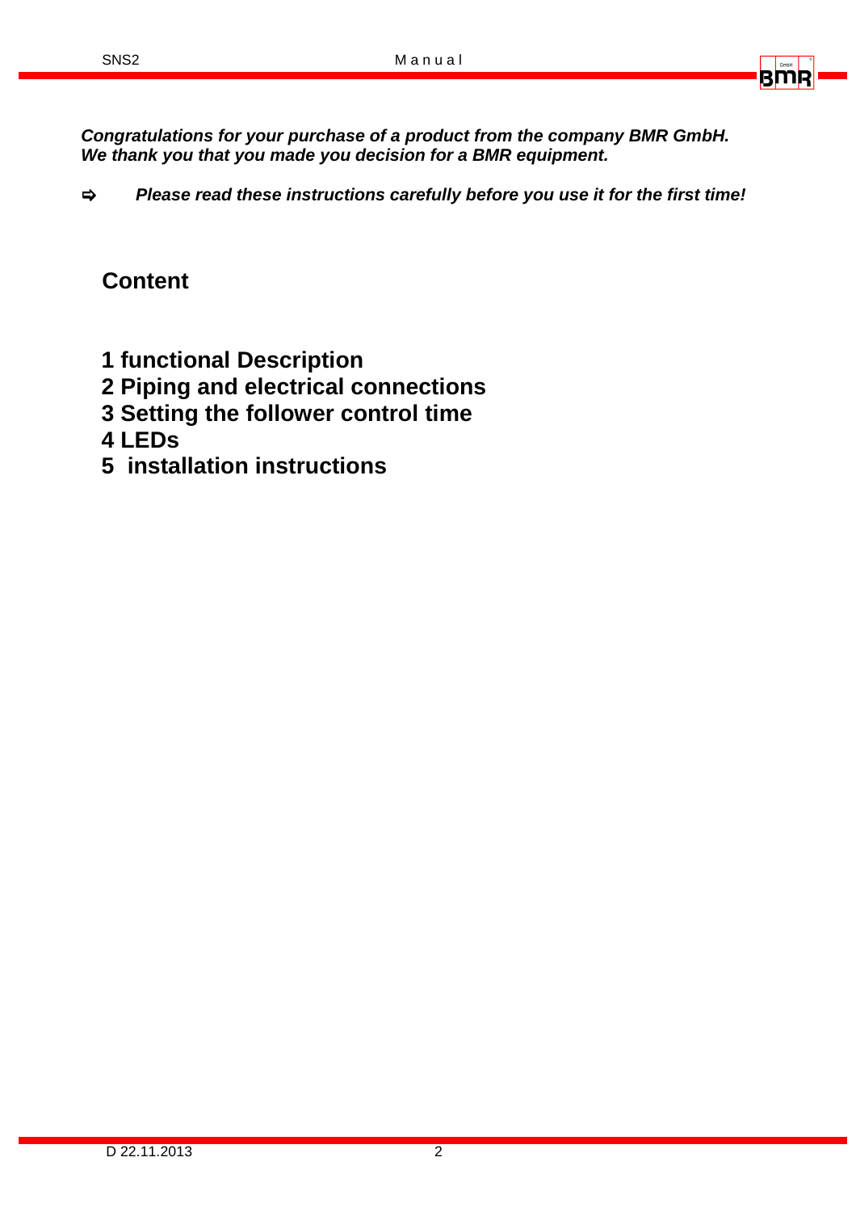***Congratulations for your purchase of a product from the company BMR GmbH.
We thank you that you made you decision for a BMR equipment.***

⇨ ***Please read these instructions carefully before you use it for the first time!***

## Content

**1 functional Description**
**2 Piping and electrical connections**
**3 Setting the follower control time**
**4 LEDs**
**5 installation instructions**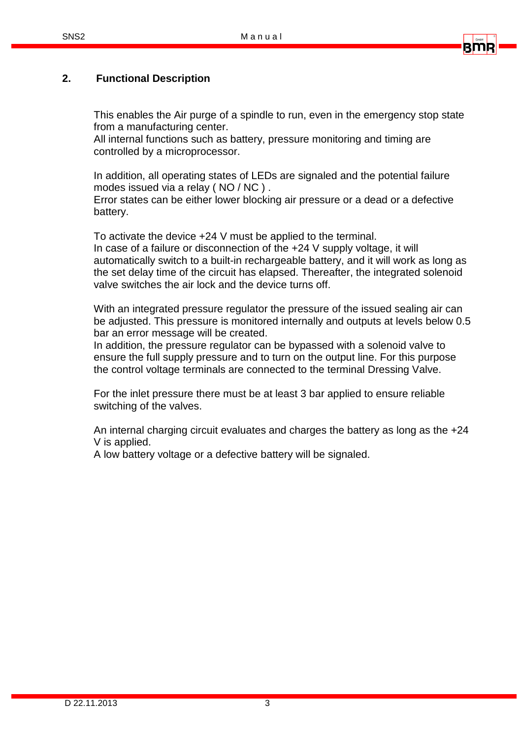## 2. Functional Description

This enables the Air purge of a spindle to run, even in the emergency stop state from a manufacturing center.
All internal functions such as battery, pressure monitoring and timing are controlled by a microprocessor.

In addition, all operating states of LEDs are signaled and the potential failure modes issued via a relay ( NO / NC ) .
Error states can be either lower blocking air pressure or a dead or a defective battery.

To activate the device +24 V must be applied to the terminal.
In case of a failure or disconnection of the +24 V supply voltage, it will automatically switch to a built-in rechargeable battery, and it will work as long as the set delay time of the circuit has elapsed. Thereafter, the integrated solenoid valve switches the air lock and the device turns off.

With an integrated pressure regulator the pressure of the issued sealing air can be adjusted. This pressure is monitored internally and outputs at levels below 0.5 bar an error message will be created.
In addition, the pressure regulator can be bypassed with a solenoid valve to ensure the full supply pressure and to turn on the output line. For this purpose the control voltage terminals are connected to the terminal Dressing Valve.

For the inlet pressure there must be at least 3 bar applied to ensure reliable switching of the valves.

An internal charging circuit evaluates and charges the battery as long as the +24 V is applied.
A low battery voltage or a defective battery will be signaled.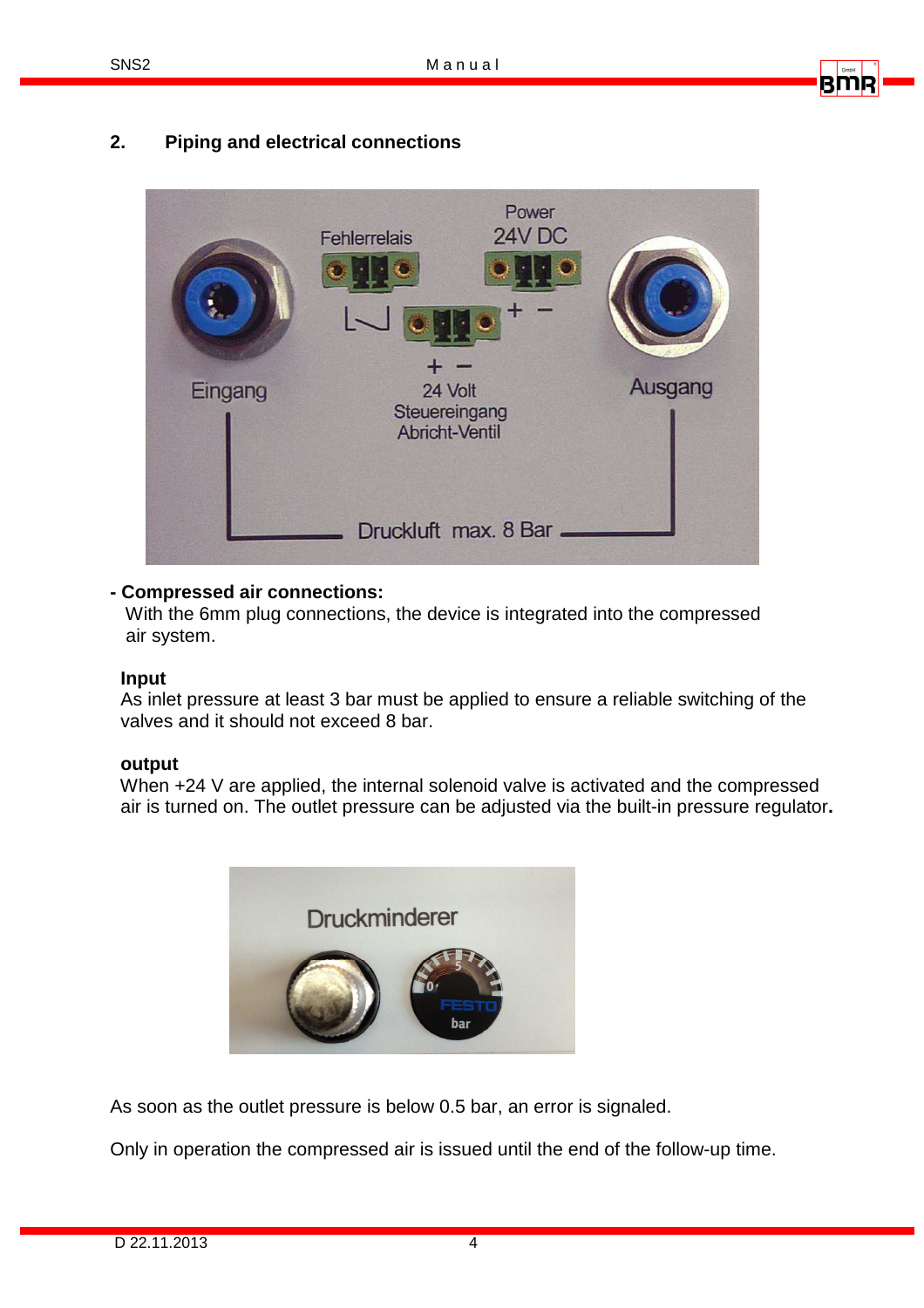## 2. Piping and electrical connections

**- Compressed air connections:**

With the 6mm plug connections, the device is integrated into the compressed air system.

**Input**

As inlet pressure at least 3 bar must be applied to ensure a reliable switching of the valves and it should not exceed 8 bar.

**output**

When +24 V are applied, the internal solenoid valve is activated and the compressed air is turned on. The outlet pressure can be adjusted via the built-in pressure regulator**.**

As soon as the outlet pressure is below 0.5 bar, an error is signaled.

Only in operation the compressed air is issued until the end of the follow-up time.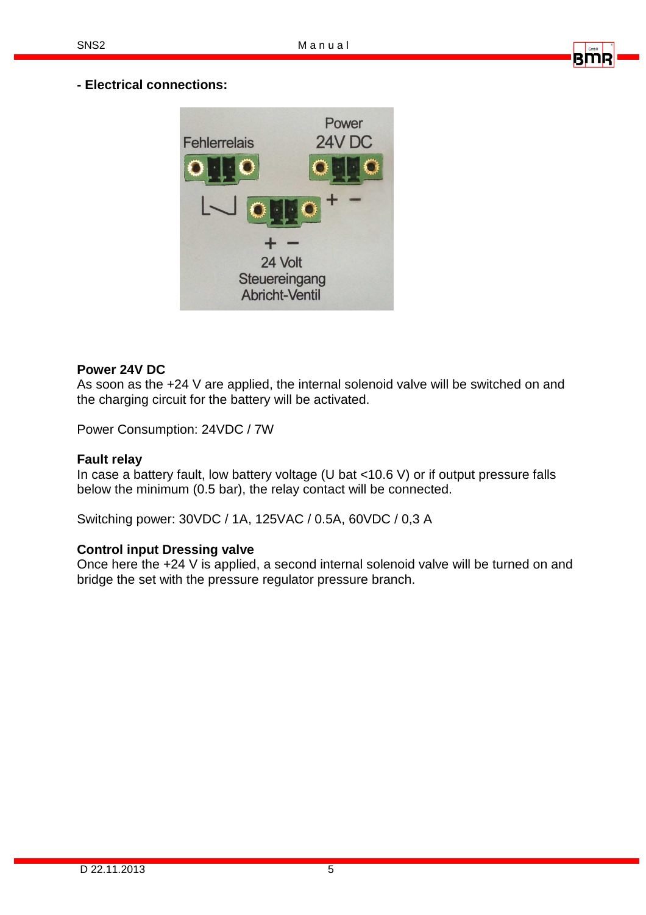**- Electrical connections:**

**Power 24V DC**
As soon as the +24 V are applied, the internal solenoid valve will be switched on and the charging circuit for the battery will be activated.

Power Consumption: 24VDC / 7W

**Fault relay**
In case a battery fault, low battery voltage (U bat <10.6 V) or if output pressure falls below the minimum (0.5 bar), the relay contact will be connected.

Switching power: 30VDC / 1A, 125VAC / 0.5A, 60VDC / 0,3 A

**Control input Dressing valve**
Once here the +24 V is applied, a second internal solenoid valve will be turned on and bridge the set with the pressure regulator pressure branch.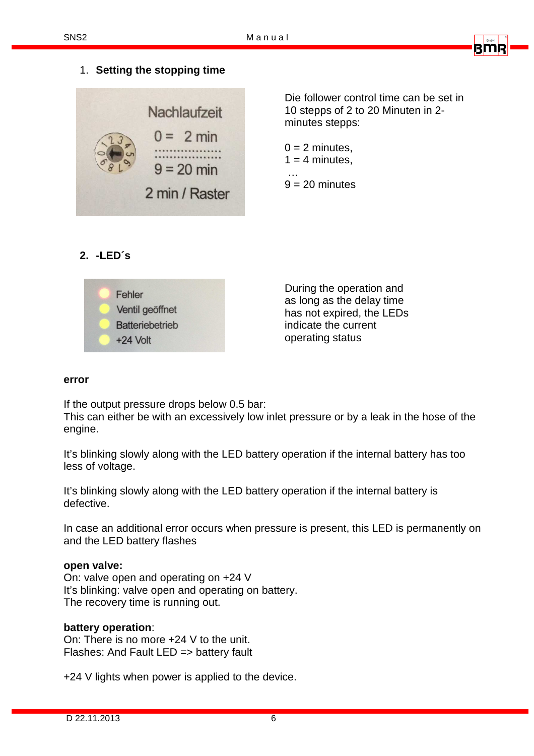1. **Setting the stopping time**

Die follower control time can be set in 10 stepps of 2 to 20 Minuten in 2-minutes stepps:

0 = 2 minutes,
1 = 4 minutes,
…
9 = 20 minutes

2. **-LED´s**

During the operation and as long as the delay time has not expired, the LEDs indicate the current operating status

**error**

If the output pressure drops below 0.5 bar:
This can either be with an excessively low inlet pressure or by a leak in the hose of the engine.

It's blinking slowly along with the LED battery operation if the internal battery has too less of voltage.

It's blinking slowly along with the LED battery operation if the internal battery is defective.

In case an additional error occurs when pressure is present, this LED is permanently on and the LED battery flashes

**open valve:**
On: valve open and operating on +24 V
It's blinking: valve open and operating on battery.
The recovery time is running out.

**battery operation**:
On: There is no more +24 V to the unit.
Flashes: And Fault LED => battery fault

+24 V lights when power is applied to the device.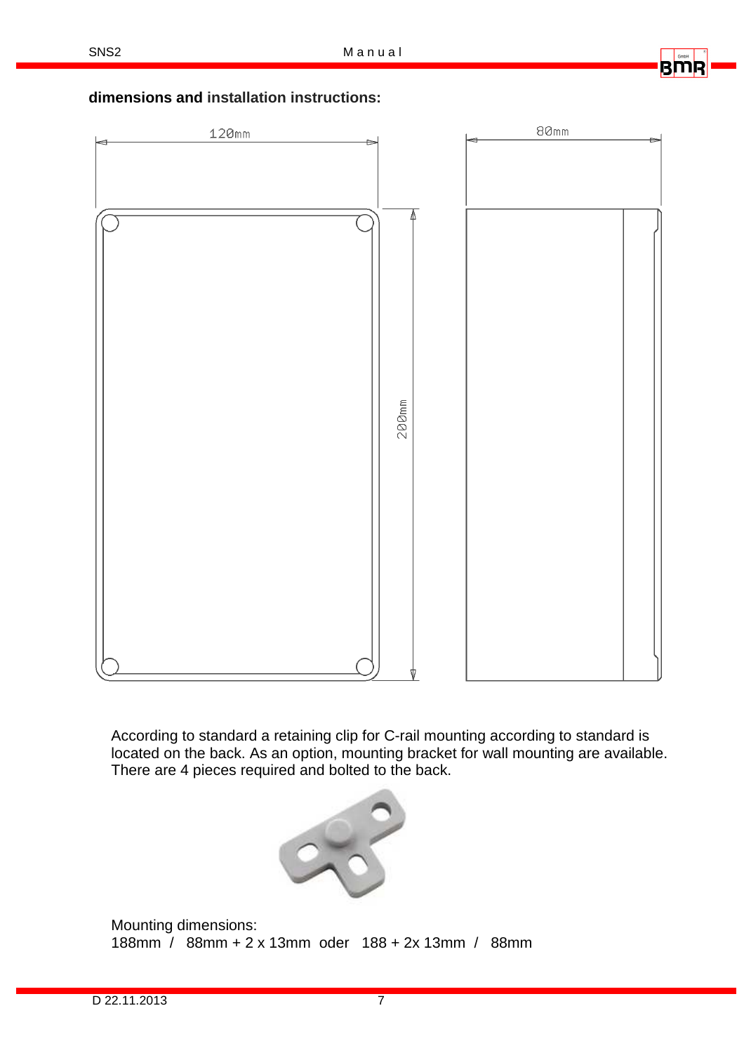**dimensions and installation instructions:**

120mm

80mm

200mm

According to standard a retaining clip for C-rail mounting according to standard is located on the back. As an option, mounting bracket for wall mounting are available. There are 4 pieces required and bolted to the back.

Mounting dimensions:
188mm / 88mm + 2 x 13mm oder 188 + 2x 13mm / 88mm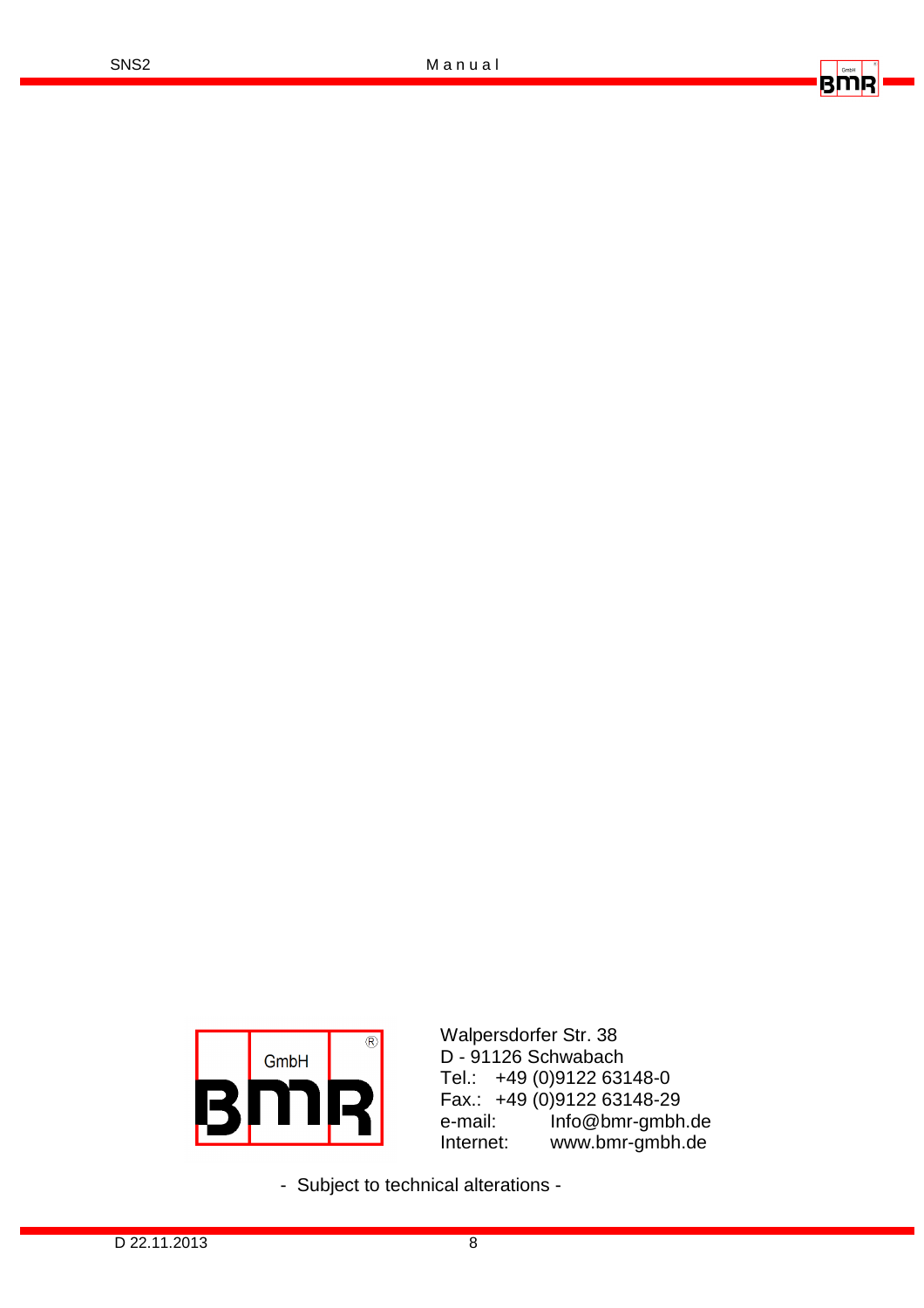Walpersdorfer Str. 38
D - 91126 Schwabach
Tel.: +49 (0)9122 63148-0
Fax.: +49 (0)9122 63148-29
e-mail: Info@bmr-gmbh.de
Internet: www.bmr-gmbh.de

- Subject to technical alterations -